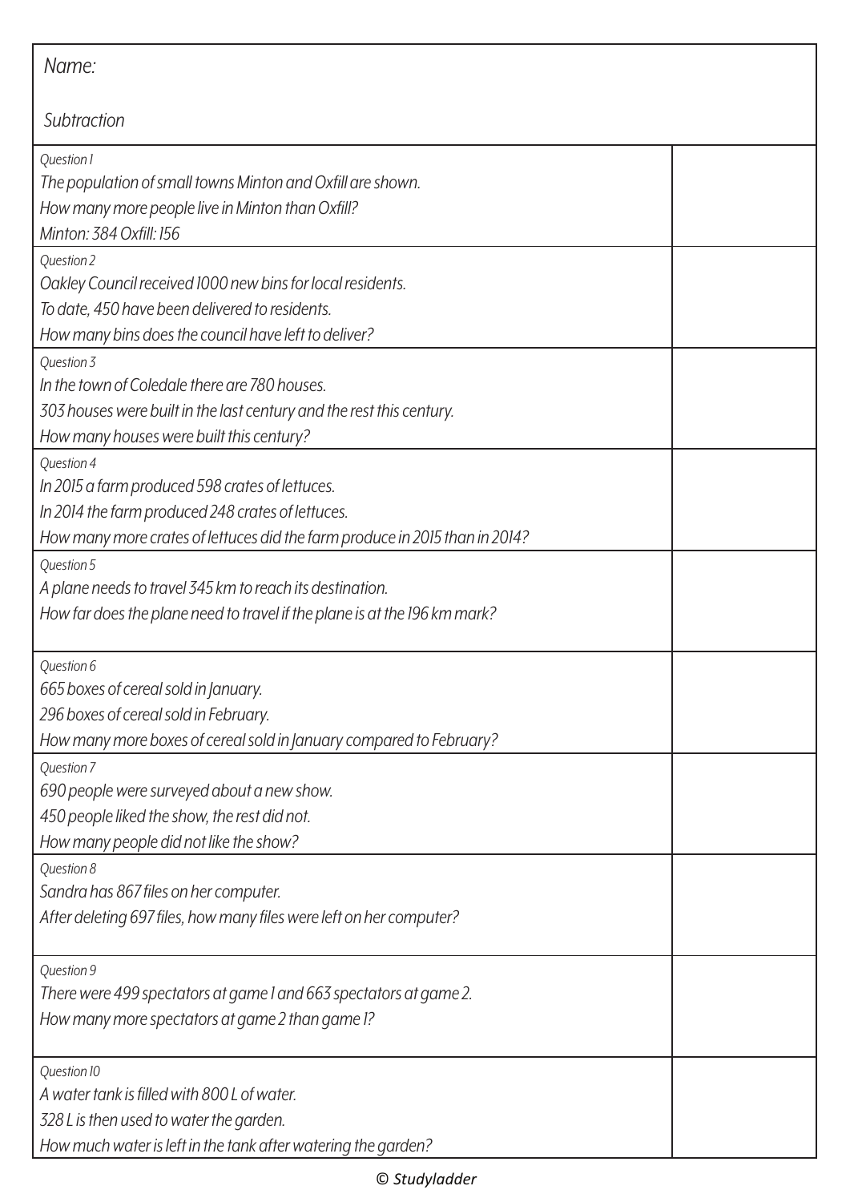Name:

Subtraction

| | |
|---|---|
| *Question 1*<br>*The population of small towns Minton and Oxfill are shown.*<br>*How many more people live in Minton than Oxfill?*<br>*Minton: 384 Oxfill: 156* | |
| *Question 2*<br>*Oakley Council received 1000 new bins for local residents.*<br>*To date, 450 have been delivered to residents.*<br>*How many bins does the council have left to deliver?* | |
| *Question 3*<br>*In the town of Coledale there are 780 houses.*<br>*303 houses were built in the last century and the rest this century.*<br>*How many houses were built this century?* | |
| *Question 4*<br>*In 2015 a farm produced 598 crates of lettuces.*<br>*In 2014 the farm produced 248 crates of lettuces.*<br>*How many more crates of lettuces did the farm produce in 2015 than in 2014?* | |
| *Question 5*<br>*A plane needs to travel 345 km to reach its destination.*<br>*How far does the plane need to travel if the plane is at the 196 km mark?* | |
| *Question 6*<br>*665 boxes of cereal sold in January.*<br>*296 boxes of cereal sold in February.*<br>*How many more boxes of cereal sold in January compared to February?* | |
| *Question 7*<br>*690 people were surveyed about a new show.*<br>*450 people liked the show, the rest did not.*<br>*How many people did not like the show?* | |
| *Question 8*<br>*Sandra has 867 files on her computer.*<br>*After deleting 697 files, how many files were left on her computer?* | |
| *Question 9*<br>*There were 499 spectators at game 1 and 663 spectators at game 2.*<br>*How many more spectators at game 2 than game 1?* | |
| *Question 10*<br>*A water tank is filled with 800 L of water.*<br>*328 L is then used to water the garden.*<br>*How much water is left in the tank after watering the garden?* | |

© *Studyladder*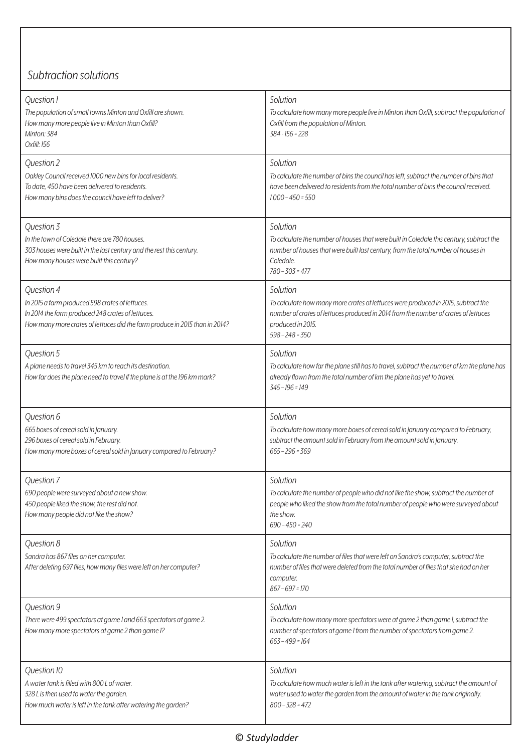## Subtraction solutions

| Question | Solution |
| --- | --- |
| Question 1<br>The population of small towns Minton and Oxfill are shown.<br>How many more people live in Minton than Oxfill?<br>Minton: 384<br>Oxfill: 156 | Solution<br>To calculate how many more people live in Minton than Oxfill, subtract the population of Oxfill from the population of Minton.<br>384 - 156 = 228 |
| Question 2<br>Oakley Council received 1000 new bins for local residents.<br>To date, 450 have been delivered to residents.<br>How many bins does the council have left to deliver? | Solution<br>To calculate the number of bins the council has left, subtract the number of bins that have been delivered to residents from the total number of bins the council received.<br>1 000 – 450 = 550 |
| Question 3<br>In the town of Coledale there are 780 houses.<br>303 houses were built in the last century and the rest this century.<br>How many houses were built this century? | Solution<br>To calculate the number of houses that were built in Coledale this century, subtract the number of houses that were built last century, from the total number of houses in Coledale.<br>780 – 303 = 477 |
| Question 4<br>In 2015 a farm produced 598 crates of lettuces.<br>In 2014 the farm produced 248 crates of lettuces.<br>How many more crates of lettuces did the farm produce in 2015 than in 2014? | Solution<br>To calculate how many more crates of lettuces were produced in 2015, subtract the number of crates of lettuces produced in 2014 from the number of crates of lettuces produced in 2015.<br>598 – 248 = 350 |
| Question 5<br>A plane needs to travel 345 km to reach its destination.<br>How far does the plane need to travel if the plane is at the 196 km mark? | Solution<br>To calculate how far the plane still has to travel, subtract the number of km the plane has already flown from the total number of km the plane has yet to travel.<br>345 – 196 = 149 |
| Question 6<br>665 boxes of cereal sold in January.<br>296 boxes of cereal sold in February.<br>How many more boxes of cereal sold in January compared to February? | Solution<br>To calculate how many more boxes of cereal sold in January compared to February, subtract the amount sold in February from the amount sold in January.<br>665 – 296 = 369 |
| Question 7<br>690 people were surveyed about a new show.<br>450 people liked the show, the rest did not.<br>How many people did not like the show? | Solution<br>To calculate the number of people who did not like the show, subtract the number of people who liked the show from the total number of people who were surveyed about the show.<br>690 – 450 = 240 |
| Question 8<br>Sandra has 867 files on her computer.<br>After deleting 697 files, how many files were left on her computer? | Solution<br>To calculate the number of files that were left on Sandra's computer, subtract the number of files that were deleted from the total number of files that she had on her computer.<br>867 – 697 = 170 |
| Question 9<br>There were 499 spectators at game 1 and 663 spectators at game 2.<br>How many more spectators at game 2 than game 1? | Solution<br>To calculate how many more spectators were at game 2 than game 1, subtract the number of spectators at game 1 from the number of spectators from game 2.<br>663 – 499 = 164 |
| Question 10<br>A water tank is filled with 800 L of water.<br>328 L is then used to water the garden.<br>How much water is left in the tank after watering the garden? | Solution<br>To calculate how much water is left in the tank after watering, subtract the amount of water used to water the garden from the amount of water in the tank originally.<br>800 – 328 = 472 |

© Studyladder